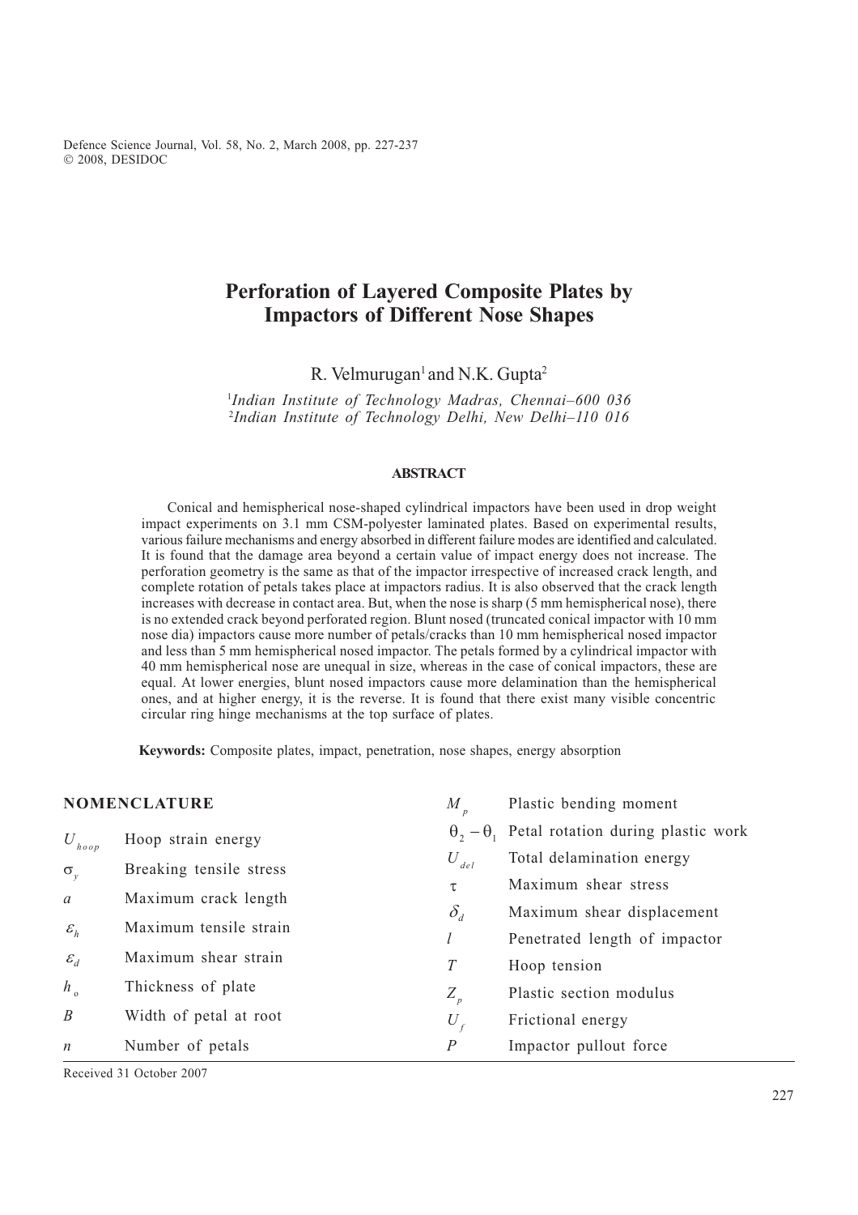# Perforation of Layered Composite Plates by Impactors of Different Nose Shapes

R. Velmurugan[1] and N.K. Gupta[2]

[1]*Indian Institute of Technology Madras, Chennai–600 036*
[2]*Indian Institute of Technology Delhi, New Delhi–110 016*

## ABSTRACT

Conical and hemispherical nose-shaped cylindrical impactors have been used in drop weight impact experiments on 3.1 mm CSM-polyester laminated plates. Based on experimental results, various failure mechanisms and energy absorbed in different failure modes are identified and calculated. It is found that the damage area beyond a certain value of impact energy does not increase. The perforation geometry is the same as that of the impactor irrespective of increased crack length, and complete rotation of petals takes place at impactors radius. It is also observed that the crack length increases with decrease in contact area. But, when the nose is sharp (5 mm hemispherical nose), there is no extended crack beyond perforated region. Blunt nosed (truncated conical impactor with 10 mm nose dia) impactors cause more number of petals/cracks than 10 mm hemispherical nosed impactor and less than 5 mm hemispherical nosed impactor. The petals formed by a cylindrical impactor with 40 mm hemispherical nose are unequal in size, whereas in the case of conical impactors, these are equal. At lower energies, blunt nosed impactors cause more delamination than the hemispherical ones, and at higher energy, it is the reverse. It is found that there exist many visible concentric circular ring hinge mechanisms at the top surface of plates.

**Keywords:** Composite plates, impact, penetration, nose shapes, energy absorption

## NOMENCLATURE

| | |
|---|---|
| $U_{hoop}$ | Hoop strain energy |
| $\sigma_y$ | Breaking tensile stress |
| $a$ | Maximum crack length |
| $\varepsilon_h$ | Maximum tensile strain |
| $\varepsilon_d$ | Maximum shear strain |
| $h_o$ | Thickness of plate |
| $B$ | Width of petal at root |
| $n$ | Number of petals |
| $M_p$ | Plastic bending moment |
| $\theta_2 - \theta_1$ | Petal rotation during plastic work |
| $U_{del}$ | Total delamination energy |
| $\tau$ | Maximum shear stress |
| $\delta_d$ | Maximum shear displacement |
| $l$ | Penetrated length of impactor |
| $T$ | Hoop tension |
| $Z_p$ | Plastic section modulus |
| $U_f$ | Frictional energy |
| $P$ | Impactor pullout force |

Received 31 October 2007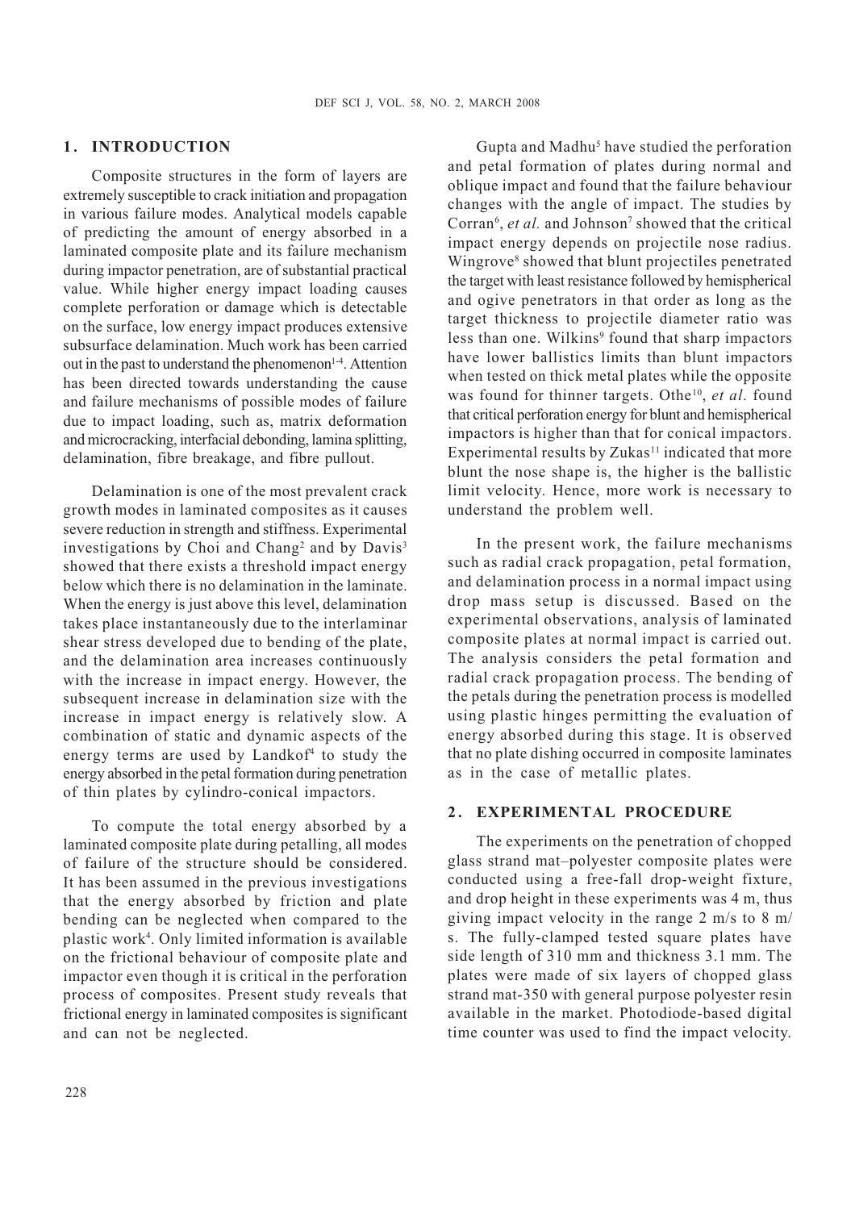## 1. INTRODUCTION

Composite structures in the form of layers are extremely susceptible to crack initiation and propagation in various failure modes. Analytical models capable of predicting the amount of energy absorbed in a laminated composite plate and its failure mechanism during impactor penetration, are of substantial practical value. While higher energy impact loading causes complete perforation or damage which is detectable on the surface, low energy impact produces extensive subsurface delamination. Much work has been carried out in the past to understand the phenomenon[1-4]. Attention has been directed towards understanding the cause and failure mechanisms of possible modes of failure due to impact loading, such as, matrix deformation and microcracking, interfacial debonding, lamina splitting, delamination, fibre breakage, and fibre pullout.

Delamination is one of the most prevalent crack growth modes in laminated composites as it causes severe reduction in strength and stiffness. Experimental investigations by Choi and Chang[2] and by Davis[3] showed that there exists a threshold impact energy below which there is no delamination in the laminate. When the energy is just above this level, delamination takes place instantaneously due to the interlaminar shear stress developed due to bending of the plate, and the delamination area increases continuously with the increase in impact energy. However, the subsequent increase in delamination size with the increase in impact energy is relatively slow. A combination of static and dynamic aspects of the energy terms are used by Landkof[4] to study the energy absorbed in the petal formation during penetration of thin plates by cylindro-conical impactors.

To compute the total energy absorbed by a laminated composite plate during petalling, all modes of failure of the structure should be considered. It has been assumed in the previous investigations that the energy absorbed by friction and plate bending can be neglected when compared to the plastic work[4]. Only limited information is available on the frictional behaviour of composite plate and impactor even though it is critical in the perforation process of composites. Present study reveals that frictional energy in laminated composites is significant and can not be neglected.

Gupta and Madhu[5] have studied the perforation and petal formation of plates during normal and oblique impact and found that the failure behaviour changes with the angle of impact. The studies by Corran[6], *et al.* and Johnson[7] showed that the critical impact energy depends on projectile nose radius. Wingrove[8] showed that blunt projectiles penetrated the target with least resistance followed by hemispherical and ogive penetrators in that order as long as the target thickness to projectile diameter ratio was less than one. Wilkins[9] found that sharp impactors have lower ballistics limits than blunt impactors when tested on thick metal plates while the opposite was found for thinner targets. Othe[10], *et al*. found that critical perforation energy for blunt and hemispherical impactors is higher than that for conical impactors. Experimental results by Zukas[11] indicated that more blunt the nose shape is, the higher is the ballistic limit velocity. Hence, more work is necessary to understand the problem well.

In the present work, the failure mechanisms such as radial crack propagation, petal formation, and delamination process in a normal impact using drop mass setup is discussed. Based on the experimental observations, analysis of laminated composite plates at normal impact is carried out. The analysis considers the petal formation and radial crack propagation process. The bending of the petals during the penetration process is modelled using plastic hinges permitting the evaluation of energy absorbed during this stage. It is observed that no plate dishing occurred in composite laminates as in the case of metallic plates.

## 2. EXPERIMENTAL PROCEDURE

The experiments on the penetration of chopped glass strand mat–polyester composite plates were conducted using a free-fall drop-weight fixture, and drop height in these experiments was 4 m, thus giving impact velocity in the range 2 m/s to 8 m/s. The fully-clamped tested square plates have side length of 310 mm and thickness 3.1 mm. The plates were made of six layers of chopped glass strand mat-350 with general purpose polyester resin available in the market. Photodiode-based digital time counter was used to find the impact velocity.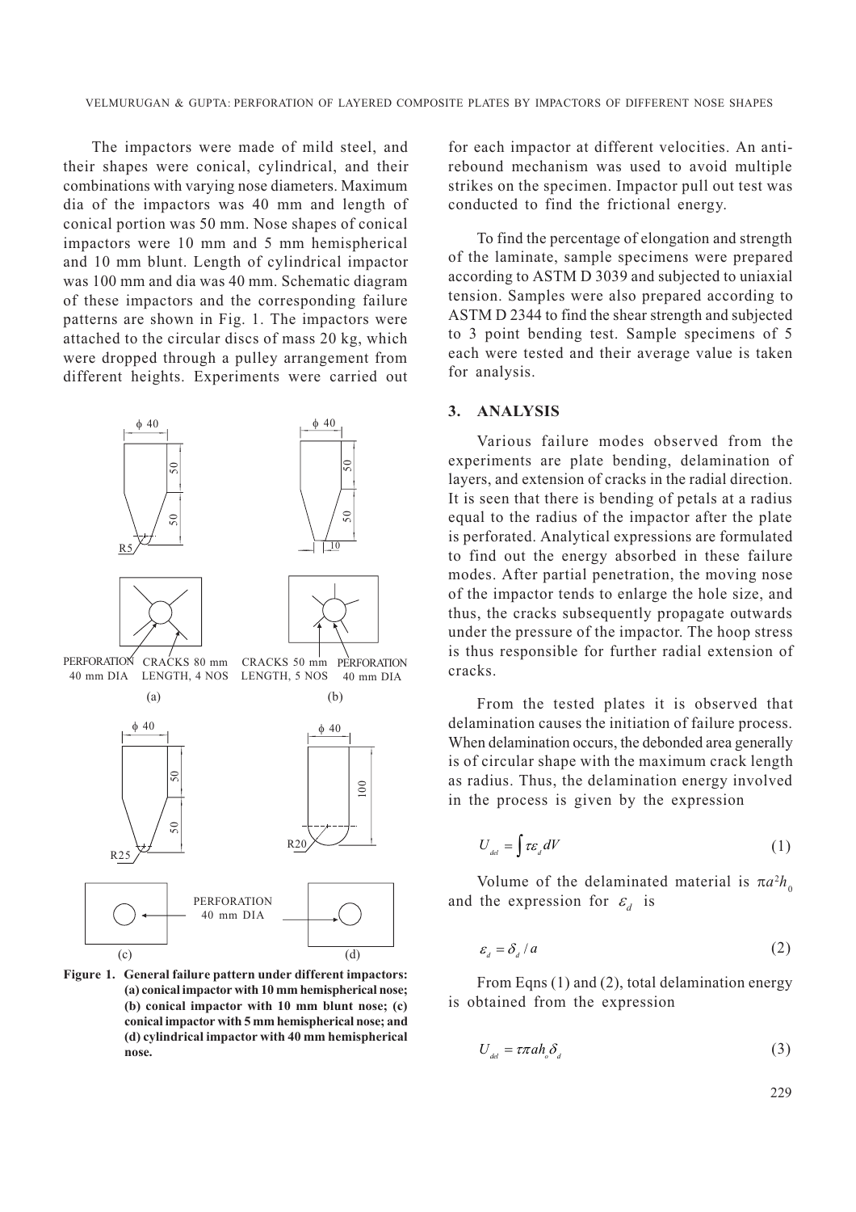The impactors were made of mild steel, and their shapes were conical, cylindrical, and their combinations with varying nose diameters. Maximum dia of the impactors was 40 mm and length of conical portion was 50 mm. Nose shapes of conical impactors were 10 mm and 5 mm hemispherical and 10 mm blunt. Length of cylindrical impactor was 100 mm and dia was 40 mm. Schematic diagram of these impactors and the corresponding failure patterns are shown in Fig. 1. The impactors were attached to the circular discs of mass 20 kg, which were dropped through a pulley arrangement from different heights. Experiments were carried out for each impactor at different velocities. An anti-rebound mechanism was used to avoid multiple strikes on the specimen. Impactor pull out test was conducted to find the frictional energy.

**Figure 1. General failure pattern under different impactors: (a) conical impactor with 10 mm hemispherical nose; (b) conical impactor with 10 mm blunt nose; (c) conical impactor with 5 mm hemispherical nose; and (d) cylindrical impactor with 40 mm hemispherical nose.**

To find the percentage of elongation and strength of the laminate, sample specimens were prepared according to ASTM D 3039 and subjected to uniaxial tension. Samples were also prepared according to ASTM D 2344 to find the shear strength and subjected to 3 point bending test. Sample specimens of 5 each were tested and their average value is taken for analysis.

## 3. ANALYSIS

Various failure modes observed from the experiments are plate bending, delamination of layers, and extension of cracks in the radial direction. It is seen that there is bending of petals at a radius equal to the radius of the impactor after the plate is perforated. Analytical expressions are formulated to find out the energy absorbed in these failure modes. After partial penetration, the moving nose of the impactor tends to enlarge the hole size, and thus, the cracks subsequently propagate outwards under the pressure of the impactor. The hoop stress is thus responsible for further radial extension of cracks.

From the tested plates it is observed that delamination causes the initiation of failure process. When delamination occurs, the debonded area generally is of circular shape with the maximum crack length as radius. Thus, the delamination energy involved in the process is given by the expression

$$U_{del} = \int \tau \varepsilon_d \, dV \tag{1}$$

Volume of the delaminated material is $\pi a^2 h_0$ and the expression for $\varepsilon_d$ is

$$\varepsilon_d = \delta_d / a \tag{2}$$

From Eqns (1) and (2), total delamination energy is obtained from the expression

$$U_{del} = \tau \pi a h_o \delta_d \tag{3}$$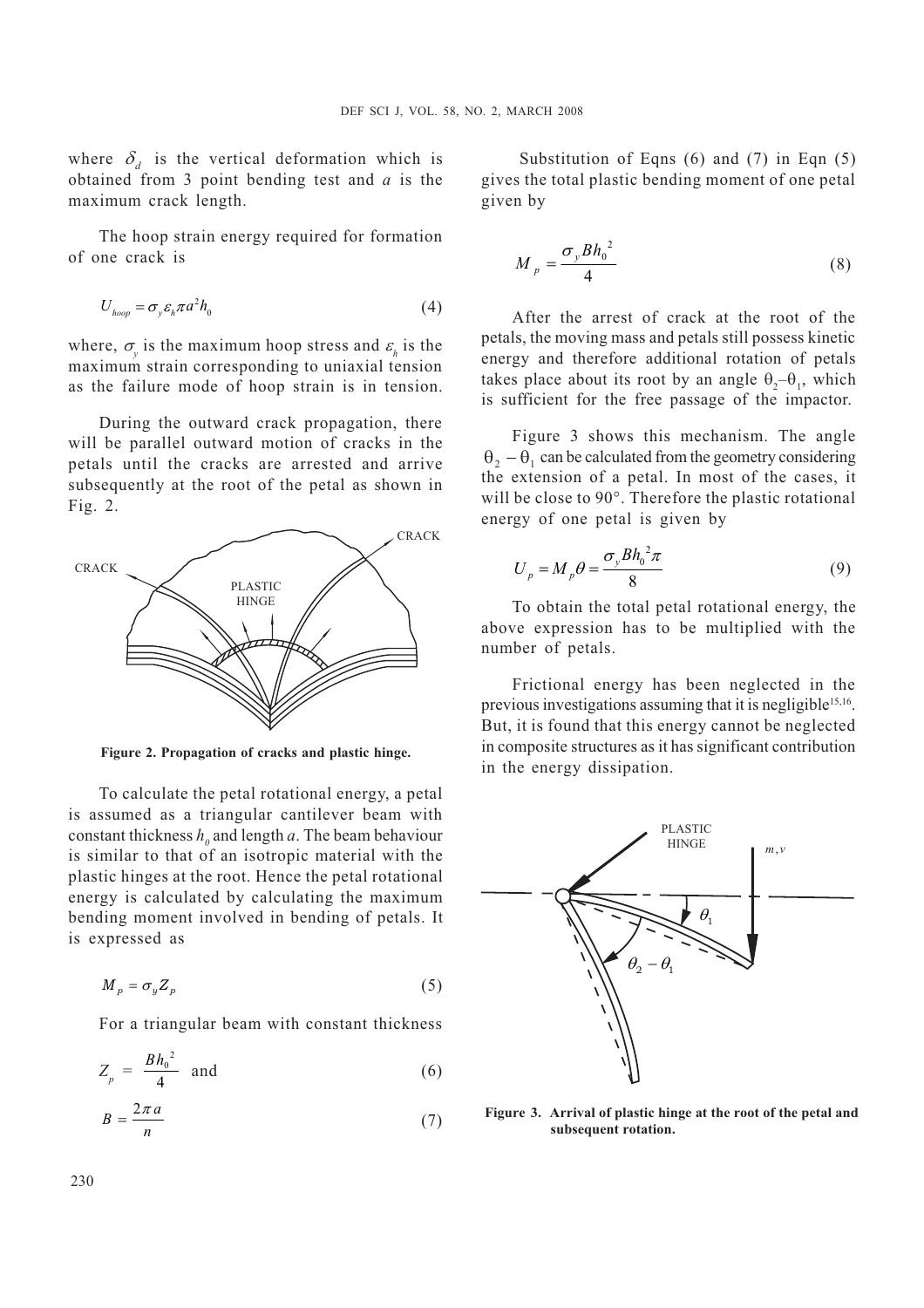where $\delta_d$ is the vertical deformation which is obtained from 3 point bending test and $a$ is the maximum crack length.

The hoop strain energy required for formation of one crack is

$$U_{hoop} = \sigma_y \varepsilon_h \pi a^2 h_0 \tag{4}$$

where, $\sigma_y$ is the maximum hoop stress and $\varepsilon_h$ is the maximum strain corresponding to uniaxial tension as the failure mode of hoop strain is in tension.

During the outward crack propagation, there will be parallel outward motion of cracks in the petals until the cracks are arrested and arrive subsequently at the root of the petal as shown in Fig. 2.

**Figure 2. Propagation of cracks and plastic hinge.**

To calculate the petal rotational energy, a petal is assumed as a triangular cantilever beam with constant thickness $h_0$ and length $a$. The beam behaviour is similar to that of an isotropic material with the plastic hinges at the root. Hence the petal rotational energy is calculated by calculating the maximum bending moment involved in bending of petals. It is expressed as

$$M_p = \sigma_y Z_p \tag{5}$$

For a triangular beam with constant thickness

$$Z_p = \frac{B h_0^2}{4} \quad \text{and} \tag{6}$$

$$B = \frac{2\pi a}{n} \tag{7}$$

Substitution of Eqns (6) and (7) in Eqn (5) gives the total plastic bending moment of one petal given by

$$M_p = \frac{\sigma_y B h_0^2}{4} \tag{8}$$

After the arrest of crack at the root of the petals, the moving mass and petals still possess kinetic energy and therefore additional rotation of petals takes place about its root by an angle $\theta_2 - \theta_1$, which is sufficient for the free passage of the impactor.

Figure 3 shows this mechanism. The angle $\theta_2 - \theta_1$ can be calculated from the geometry considering the extension of a petal. In most of the cases, it will be close to 90°. Therefore the plastic rotational energy of one petal is given by

$$U_p = M_p \theta = \frac{\sigma_y B h_0^2 \pi}{8} \tag{9}$$

To obtain the total petal rotational energy, the above expression has to be multiplied with the number of petals.

Frictional energy has been neglected in the previous investigations assuming that it is negligible[15,16]. But, it is found that this energy cannot be neglected in composite structures as it has significant contribution in the energy dissipation.

**Figure 3. Arrival of plastic hinge at the root of the petal and subsequent rotation.**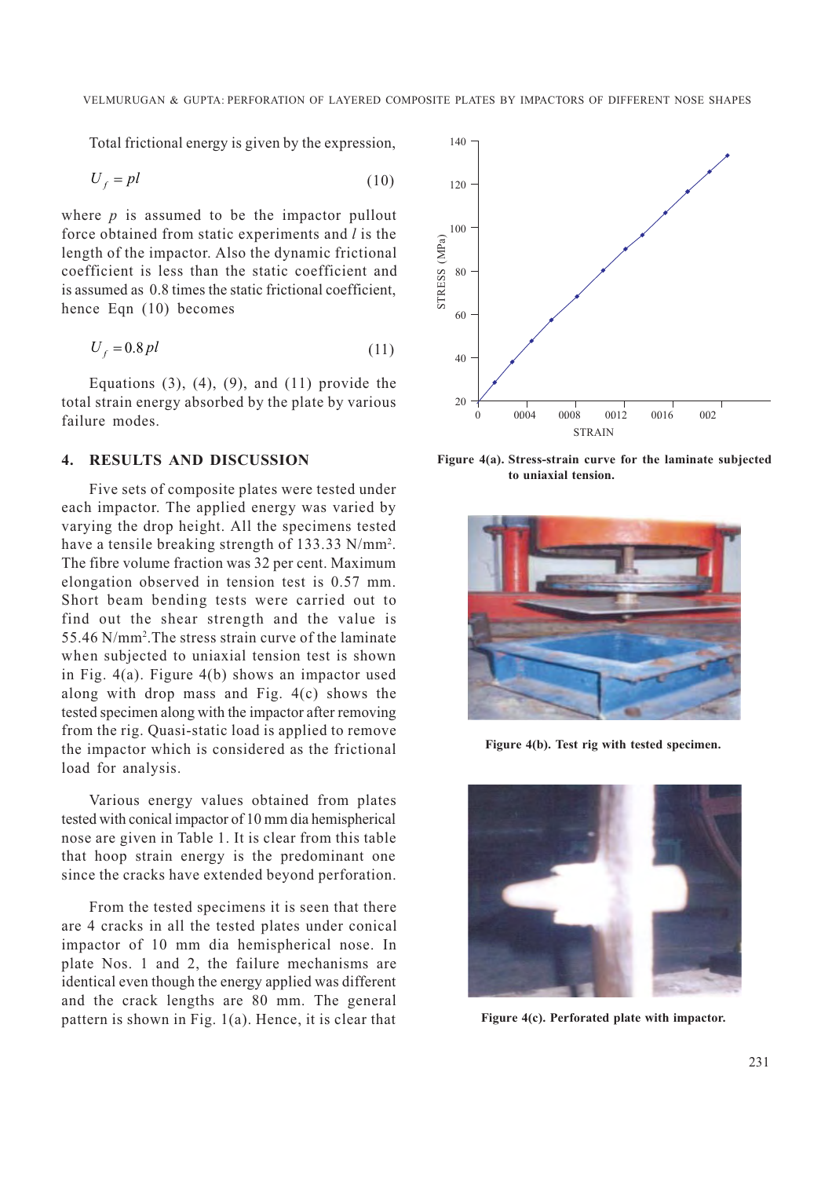Total frictional energy is given by the expression,

$$U_f = pl \tag{10}$$

where $p$ is assumed to be the impactor pullout force obtained from static experiments and $l$ is the length of the impactor. Also the dynamic frictional coefficient is less than the static coefficient and is assumed as 0.8 times the static frictional coefficient, hence Eqn (10) becomes

$$U_f = 0.8\,pl \tag{11}$$

Equations (3), (4), (9), and (11) provide the total strain energy absorbed by the plate by various failure modes.

## 4. RESULTS AND DISCUSSION

Five sets of composite plates were tested under each impactor. The applied energy was varied by varying the drop height. All the specimens tested have a tensile breaking strength of 133.33 N/mm$^2$. The fibre volume fraction was 32 per cent. Maximum elongation observed in tension test is 0.57 mm. Short beam bending tests were carried out to find out the shear strength and the value is 55.46 N/mm$^2$. The stress strain curve of the laminate when subjected to uniaxial tension test is shown in Fig. 4(a). Figure 4(b) shows an impactor used along with drop mass and Fig. 4(c) shows the tested specimen along with the impactor after removing from the rig. Quasi-static load is applied to remove the impactor which is considered as the frictional load for analysis.

Various energy values obtained from plates tested with conical impactor of 10 mm dia hemispherical nose are given in Table 1. It is clear from this table that hoop strain energy is the predominant one since the cracks have extended beyond perforation.

From the tested specimens it is seen that there are 4 cracks in all the tested plates under conical impactor of 10 mm dia hemispherical nose. In plate Nos. 1 and 2, the failure mechanisms are identical even though the energy applied was different and the crack lengths are 80 mm. The general pattern is shown in Fig. 1(a). Hence, it is clear that

**Figure 4(a). Stress-strain curve for the laminate subjected to uniaxial tension.**

**Figure 4(b). Test rig with tested specimen.**

**Figure 4(c). Perforated plate with impactor.**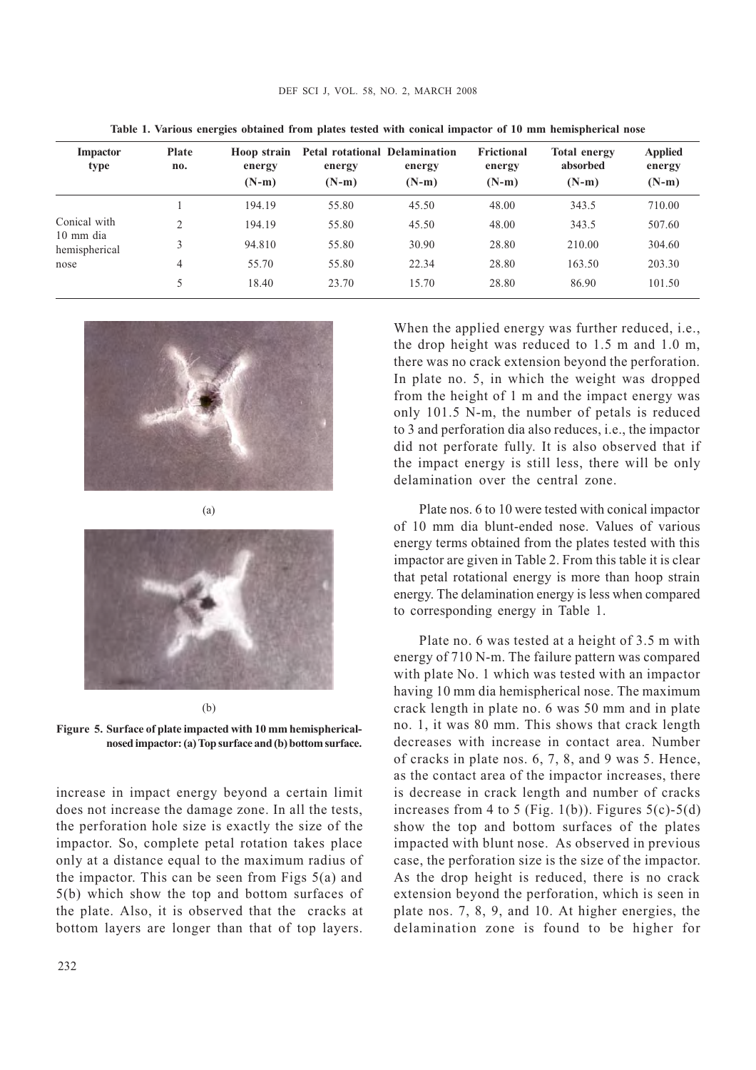**Table 1. Various energies obtained from plates tested with conical impactor of 10 mm hemispherical nose**

| Impactor type | Plate no. | Hoop strain energy (N-m) | Petal rotational energy (N-m) | Delamination energy (N-m) | Frictional energy (N-m) | Total energy absorbed (N-m) | Applied energy (N-m) |
|---|---|---|---|---|---|---|---|
| Conical with 10 mm dia hemispherical nose | 1 | 194.19 | 55.80 | 45.50 | 48.00 | 343.5 | 710.00 |
| | 2 | 194.19 | 55.80 | 45.50 | 48.00 | 343.5 | 507.60 |
| | 3 | 94.810 | 55.80 | 30.90 | 28.80 | 210.00 | 304.60 |
| | 4 | 55.70 | 55.80 | 22.34 | 28.80 | 163.50 | 203.30 |
| | 5 | 18.40 | 23.70 | 15.70 | 28.80 | 86.90 | 101.50 |

(a)

(b)

**Figure 5. Surface of plate impacted with 10 mm hemispherical-nosed impactor: (a) Top surface and (b) bottom surface.**

increase in impact energy beyond a certain limit does not increase the damage zone. In all the tests, the perforation hole size is exactly the size of the impactor. So, complete petal rotation takes place only at a distance equal to the maximum radius of the impactor. This can be seen from Figs 5(a) and 5(b) which show the top and bottom surfaces of the plate. Also, it is observed that the cracks at bottom layers are longer than that of top layers. When the applied energy was further reduced, i.e., the drop height was reduced to 1.5 m and 1.0 m, there was no crack extension beyond the perforation. In plate no. 5, in which the weight was dropped from the height of 1 m and the impact energy was only 101.5 N-m, the number of petals is reduced to 3 and perforation dia also reduces, i.e., the impactor did not perforate fully. It is also observed that if the impact energy is still less, there will be only delamination over the central zone.

Plate nos. 6 to 10 were tested with conical impactor of 10 mm dia blunt-ended nose. Values of various energy terms obtained from the plates tested with this impactor are given in Table 2. From this table it is clear that petal rotational energy is more than hoop strain energy. The delamination energy is less when compared to corresponding energy in Table 1.

Plate no. 6 was tested at a height of 3.5 m with energy of 710 N-m. The failure pattern was compared with plate No. 1 which was tested with an impactor having 10 mm dia hemispherical nose. The maximum crack length in plate no. 6 was 50 mm and in plate no. 1, it was 80 mm. This shows that crack length decreases with increase in contact area. Number of cracks in plate nos. 6, 7, 8, and 9 was 5. Hence, as the contact area of the impactor increases, there is decrease in crack length and number of cracks increases from 4 to 5 (Fig. 1(b)). Figures 5(c)-5(d) show the top and bottom surfaces of the plates impacted with blunt nose. As observed in previous case, the perforation size is the size of the impactor. As the drop height is reduced, there is no crack extension beyond the perforation, which is seen in plate nos. 7, 8, 9, and 10. At higher energies, the delamination zone is found to be higher for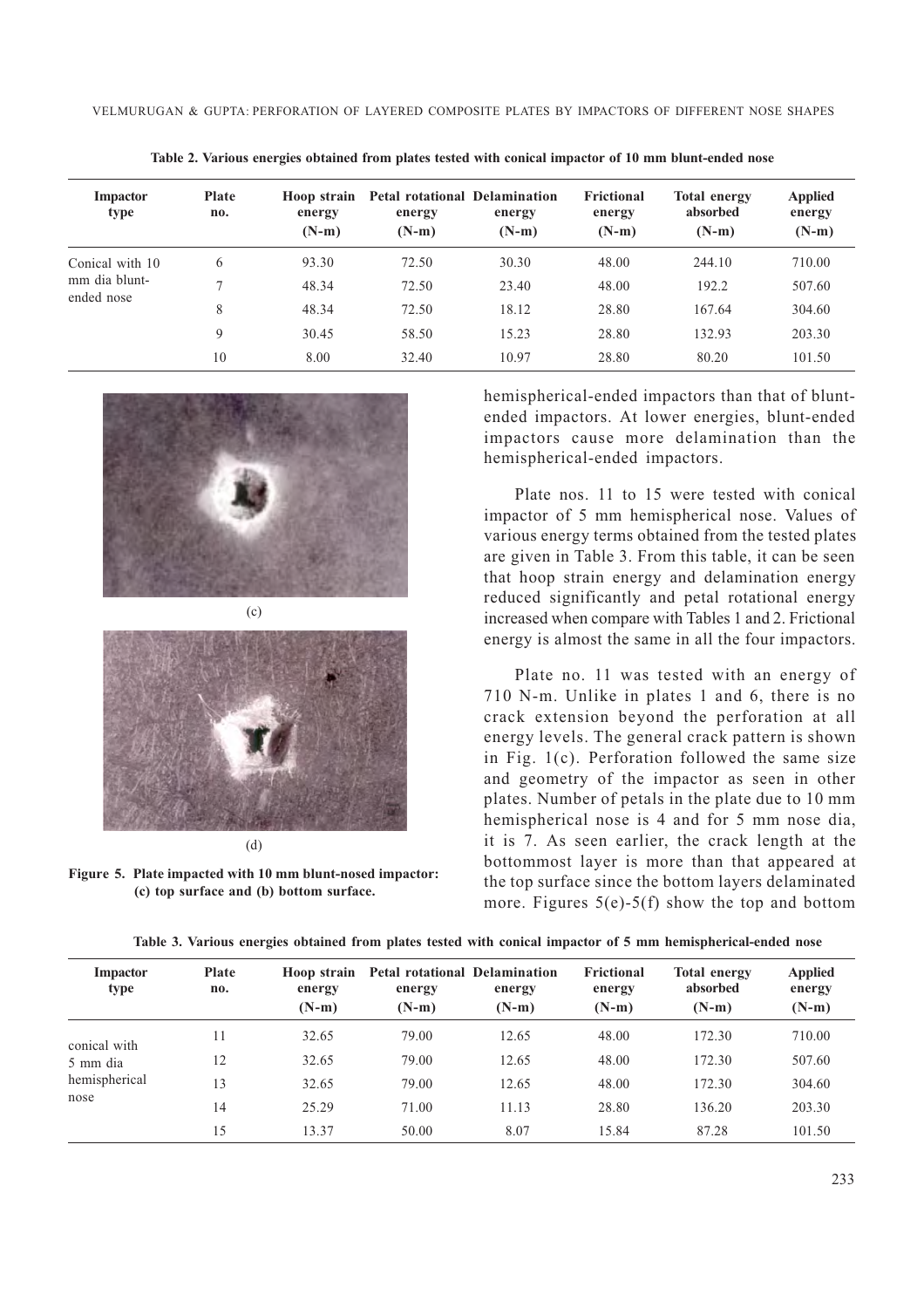**Table 2. Various energies obtained from plates tested with conical impactor of 10 mm blunt-ended nose**

| Impactor type | Plate no. | Hoop strain energy (N-m) | Petal rotational energy (N-m) | Delamination energy (N-m) | Frictional energy (N-m) | Total energy absorbed (N-m) | Applied energy (N-m) |
|---|---|---|---|---|---|---|---|
| Conical with 10 mm dia blunt-ended nose | 6 | 93.30 | 72.50 | 30.30 | 48.00 | 244.10 | 710.00 |
| | 7 | 48.34 | 72.50 | 23.40 | 48.00 | 192.2 | 507.60 |
| | 8 | 48.34 | 72.50 | 18.12 | 28.80 | 167.64 | 304.60 |
| | 9 | 30.45 | 58.50 | 15.23 | 28.80 | 132.93 | 203.30 |
| | 10 | 8.00 | 32.40 | 10.97 | 28.80 | 80.20 | 101.50 |

(c)

(d)

**Figure 5. Plate impacted with 10 mm blunt-nosed impactor: (c) top surface and (b) bottom surface.**

hemispherical-ended impactors than that of blunt-ended impactors. At lower energies, blunt-ended impactors cause more delamination than the hemispherical-ended impactors.

Plate nos. 11 to 15 were tested with conical impactor of 5 mm hemispherical nose. Values of various energy terms obtained from the tested plates are given in Table 3. From this table, it can be seen that hoop strain energy and delamination energy reduced significantly and petal rotational energy increased when compare with Tables 1 and 2. Frictional energy is almost the same in all the four impactors.

Plate no. 11 was tested with an energy of 710 N-m. Unlike in plates 1 and 6, there is no crack extension beyond the perforation at all energy levels. The general crack pattern is shown in Fig. 1(c). Perforation followed the same size and geometry of the impactor as seen in other plates. Number of petals in the plate due to 10 mm hemispherical nose is 4 and for 5 mm nose dia, it is 7. As seen earlier, the crack length at the bottommost layer is more than that appeared at the top surface since the bottom layers delaminated more. Figures 5(e)-5(f) show the top and bottom

**Table 3. Various energies obtained from plates tested with conical impactor of 5 mm hemispherical-ended nose**

| Impactor type | Plate no. | Hoop strain energy (N-m) | Petal rotational energy (N-m) | Delamination energy (N-m) | Frictional energy (N-m) | Total energy absorbed (N-m) | Applied energy (N-m) |
|---|---|---|---|---|---|---|---|
| conical with 5 mm dia hemispherical nose | 11 | 32.65 | 79.00 | 12.65 | 48.00 | 172.30 | 710.00 |
| | 12 | 32.65 | 79.00 | 12.65 | 48.00 | 172.30 | 507.60 |
| | 13 | 32.65 | 79.00 | 12.65 | 48.00 | 172.30 | 304.60 |
| | 14 | 25.29 | 71.00 | 11.13 | 28.80 | 136.20 | 203.30 |
| | 15 | 13.37 | 50.00 | 8.07 | 15.84 | 87.28 | 101.50 |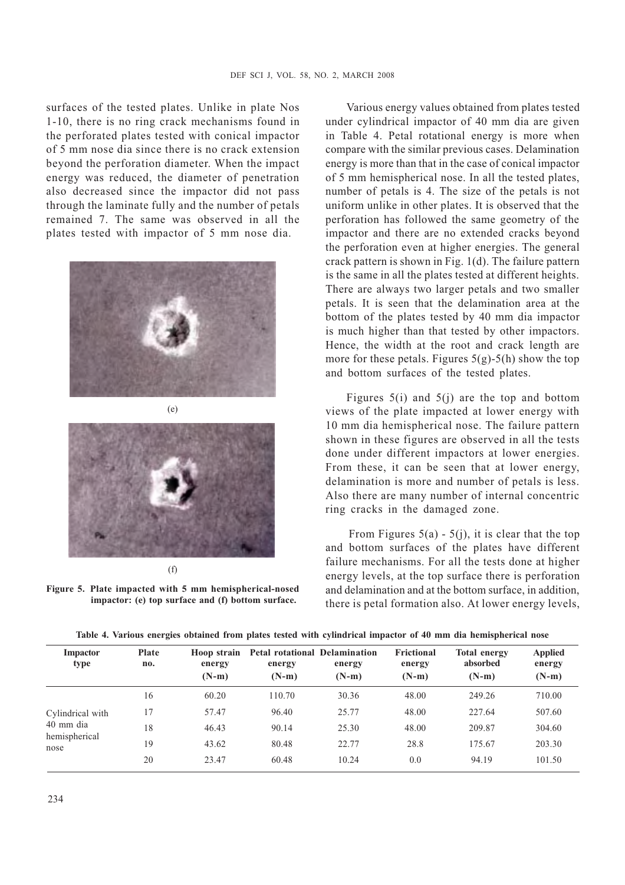surfaces of the tested plates. Unlike in plate Nos 1-10, there is no ring crack mechanisms found in the perforated plates tested with conical impactor of 5 mm nose dia since there is no crack extension beyond the perforation diameter. When the impact energy was reduced, the diameter of penetration also decreased since the impactor did not pass through the laminate fully and the number of petals remained 7. The same was observed in all the plates tested with impactor of 5 mm nose dia.

(e)

(f)

**Figure 5. Plate impacted with 5 mm hemispherical-nosed impactor: (e) top surface and (f) bottom surface.**

Various energy values obtained from plates tested under cylindrical impactor of 40 mm dia are given in Table 4. Petal rotational energy is more when compare with the similar previous cases. Delamination energy is more than that in the case of conical impactor of 5 mm hemispherical nose. In all the tested plates, number of petals is 4. The size of the petals is not uniform unlike in other plates. It is observed that the perforation has followed the same geometry of the impactor and there are no extended cracks beyond the perforation even at higher energies. The general crack pattern is shown in Fig. 1(d). The failure pattern is the same in all the plates tested at different heights. There are always two larger petals and two smaller petals. It is seen that the delamination area at the bottom of the plates tested by 40 mm dia impactor is much higher than that tested by other impactors. Hence, the width at the root and crack length are more for these petals. Figures 5(g)-5(h) show the top and bottom surfaces of the tested plates.

Figures 5(i) and 5(j) are the top and bottom views of the plate impacted at lower energy with 10 mm dia hemispherical nose. The failure pattern shown in these figures are observed in all the tests done under different impactors at lower energies. From these, it can be seen that at lower energy, delamination is more and number of petals is less. Also there are many number of internal concentric ring cracks in the damaged zone.

From Figures 5(a) - 5(j), it is clear that the top and bottom surfaces of the plates have different failure mechanisms. For all the tests done at higher energy levels, at the top surface there is perforation and delamination and at the bottom surface, in addition, there is petal formation also. At lower energy levels,

**Table 4. Various energies obtained from plates tested with cylindrical impactor of 40 mm dia hemispherical nose**

| Impactor type | Plate no. | Hoop strain energy (N-m) | Petal rotational energy (N-m) | Delamination energy (N-m) | Frictional energy (N-m) | Total energy absorbed (N-m) | Applied energy (N-m) |
|---|---|---|---|---|---|---|---|
| Cylindrical with 40 mm dia hemispherical nose | 16 | 60.20 | 110.70 | 30.36 | 48.00 | 249.26 | 710.00 |
| | 17 | 57.47 | 96.40 | 25.77 | 48.00 | 227.64 | 507.60 |
| | 18 | 46.43 | 90.14 | 25.30 | 48.00 | 209.87 | 304.60 |
| | 19 | 43.62 | 80.48 | 22.77 | 28.8 | 175.67 | 203.30 |
| | 20 | 23.47 | 60.48 | 10.24 | 0.0 | 94.19 | 101.50 |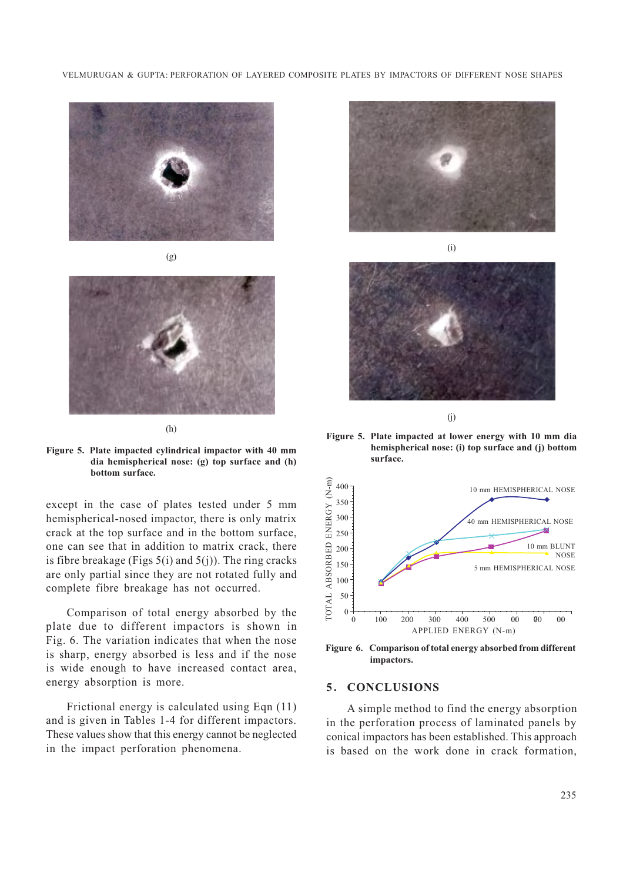(g)

(h)

**Figure 5. Plate impacted cylindrical impactor with 40 mm dia hemispherical nose: (g) top surface and (h) bottom surface.**

(i)

(j)

**Figure 5. Plate impacted at lower energy with 10 mm dia hemispherical nose: (i) top surface and (j) bottom surface.**

except in the case of plates tested under 5 mm hemispherical-nosed impactor, there is only matrix crack at the top surface and in the bottom surface, one can see that in addition to matrix crack, there is fibre breakage (Figs 5(i) and 5(j)). The ring cracks are only partial since they are not rotated fully and complete fibre breakage has not occurred.

Comparison of total energy absorbed by the plate due to different impactors is shown in Fig. 6. The variation indicates that when the nose is sharp, energy absorbed is less and if the nose is wide enough to have increased contact area, energy absorption is more.

Frictional energy is calculated using Eqn (11) and is given in Tables 1-4 for different impactors. These values show that this energy cannot be neglected in the impact perforation phenomena.

**Figure 6. Comparison of total energy absorbed from different impactors.**

## 5. CONCLUSIONS

A simple method to find the energy absorption in the perforation process of laminated panels by conical impactors has been established. This approach is based on the work done in crack formation,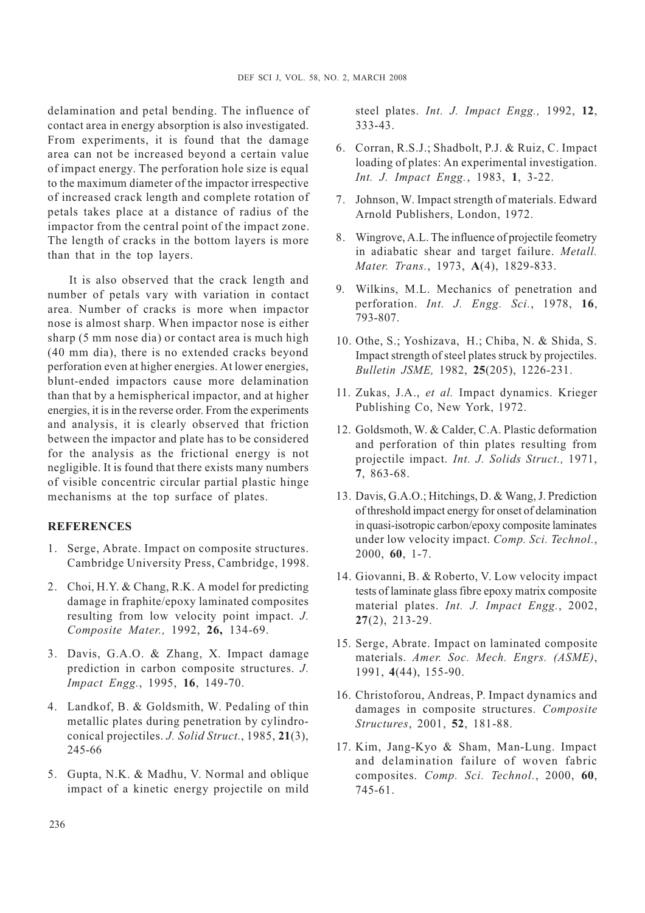delamination and petal bending. The influence of contact area in energy absorption is also investigated. From experiments, it is found that the damage area can not be increased beyond a certain value of impact energy. The perforation hole size is equal to the maximum diameter of the impactor irrespective of increased crack length and complete rotation of petals takes place at a distance of radius of the impactor from the central point of the impact zone. The length of cracks in the bottom layers is more than that in the top layers.

It is also observed that the crack length and number of petals vary with variation in contact area. Number of cracks is more when impactor nose is almost sharp. When impactor nose is either sharp (5 mm nose dia) or contact area is much high (40 mm dia), there is no extended cracks beyond perforation even at higher energies. At lower energies, blunt-ended impactors cause more delamination than that by a hemispherical impactor, and at higher energies, it is in the reverse order. From the experiments and analysis, it is clearly observed that friction between the impactor and plate has to be considered for the analysis as the frictional energy is not negligible. It is found that there exists many numbers of visible concentric circular partial plastic hinge mechanisms at the top surface of plates.

## REFERENCES

1. Serge, Abrate. Impact on composite structures. Cambridge University Press, Cambridge, 1998.
2. Choi, H.Y. & Chang, R.K. A model for predicting damage in fraphite/epoxy laminated composites resulting from low velocity point impact. *J. Composite Mater.,* 1992, **26,** 134-69.
3. Davis, G.A.O. & Zhang, X. Impact damage prediction in carbon composite structures. *J. Impact Engg.*, 1995, **16**, 149-70.
4. Landkof, B. & Goldsmith, W. Pedaling of thin metallic plates during penetration by cylindro-conical projectiles. *J. Solid Struct.*, 1985, **21**(3), 245-66
5. Gupta, N.K. & Madhu, V. Normal and oblique impact of a kinetic energy projectile on mild steel plates. *Int. J. Impact Engg.,* 1992, **12**, 333-43.
6. Corran, R.S.J.; Shadbolt, P.J. & Ruiz, C. Impact loading of plates: An experimental investigation. *Int. J. Impact Engg.*, 1983, **1**, 3-22.
7. Johnson, W. Impact strength of materials. Edward Arnold Publishers, London, 1972.
8. Wingrove, A.L. The influence of projectile feometry in adiabatic shear and target failure. *Metall. Mater. Trans.*, 1973, **A**(4), 1829-833.
9. Wilkins, M.L. Mechanics of penetration and perforation. *Int. J. Engg. Sci.*, 1978, **16**, 793-807.
10. Othe, S.; Yoshizava, H.; Chiba, N. & Shida, S. Impact strength of steel plates struck by projectiles. *Bulletin JSME,* 1982, **25**(205), 1226-231.
11. Zukas, J.A., *et al.* Impact dynamics. Krieger Publishing Co, New York, 1972.
12. Goldsmoth, W. & Calder, C.A. Plastic deformation and perforation of thin plates resulting from projectile impact. *Int. J. Solids Struct.,* 1971, **7**, 863-68.
13. Davis, G.A.O.; Hitchings, D. & Wang, J. Prediction of threshold impact energy for onset of delamination in quasi-isotropic carbon/epoxy composite laminates under low velocity impact. *Comp. Sci. Technol.*, 2000, **60**, 1-7.
14. Giovanni, B. & Roberto, V. Low velocity impact tests of laminate glass fibre epoxy matrix composite material plates. *Int. J. Impact Engg.*, 2002, **27**(2), 213-29.
15. Serge, Abrate. Impact on laminated composite materials. *Amer. Soc. Mech. Engrs. (ASME)*, 1991, **4**(44), 155-90.
16. Christoforou, Andreas, P. Impact dynamics and damages in composite structures. *Composite Structures*, 2001, **52**, 181-88.
17. Kim, Jang-Kyo & Sham, Man-Lung. Impact and delamination failure of woven fabric composites. *Comp. Sci. Technol.*, 2000, **60**, 745-61.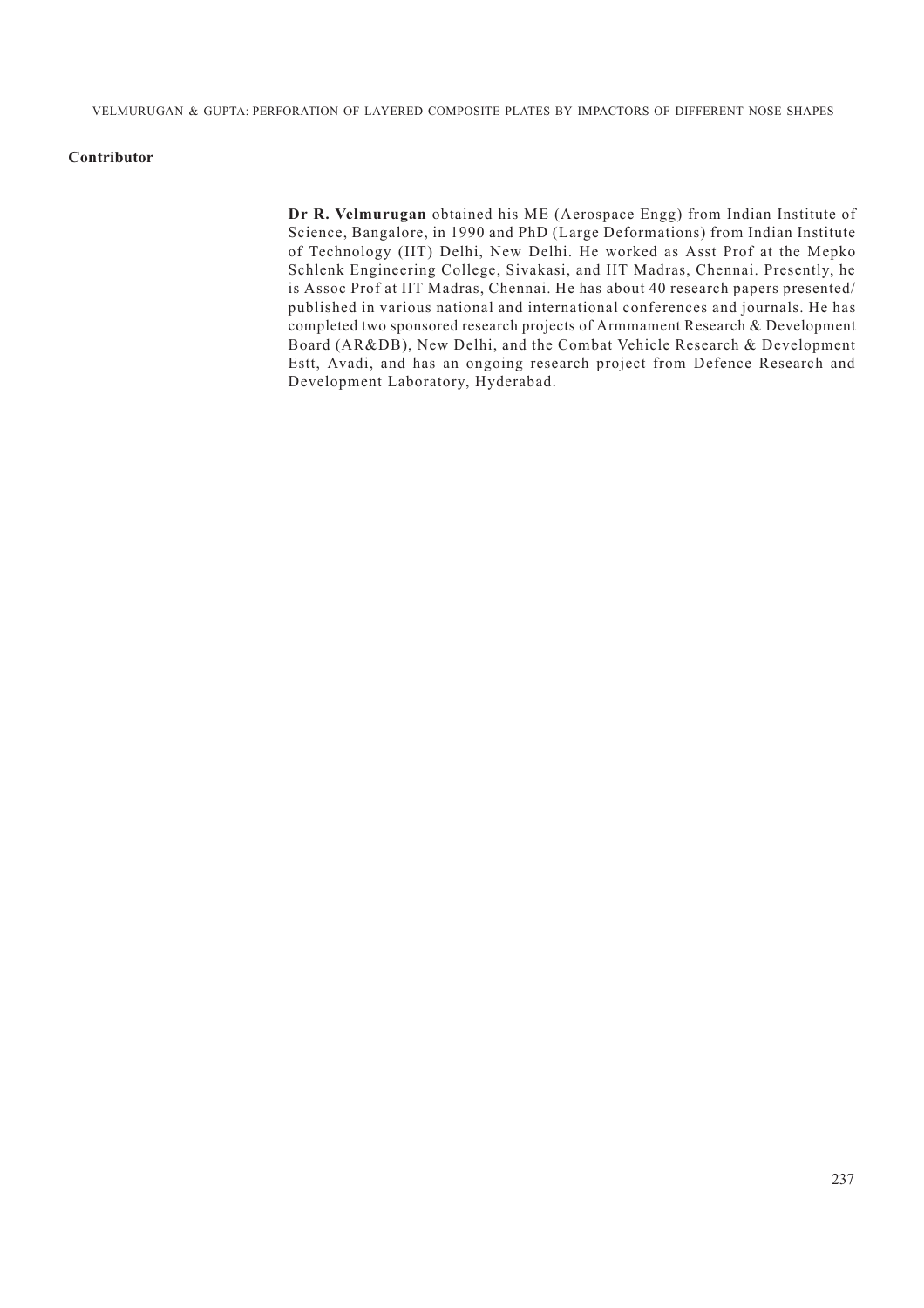**Contributor**

**Dr R. Velmurugan** obtained his ME (Aerospace Engg) from Indian Institute of Science, Bangalore, in 1990 and PhD (Large Deformations) from Indian Institute of Technology (IIT) Delhi, New Delhi. He worked as Asst Prof at the Mepko Schlenk Engineering College, Sivakasi, and IIT Madras, Chennai. Presently, he is Assoc Prof at IIT Madras, Chennai. He has about 40 research papers presented/ published in various national and international conferences and journals. He has completed two sponsored research projects of Armmament Research & Development Board (AR&DB), New Delhi, and the Combat Vehicle Research & Development Estt, Avadi, and has an ongoing research project from Defence Research and Development Laboratory, Hyderabad.